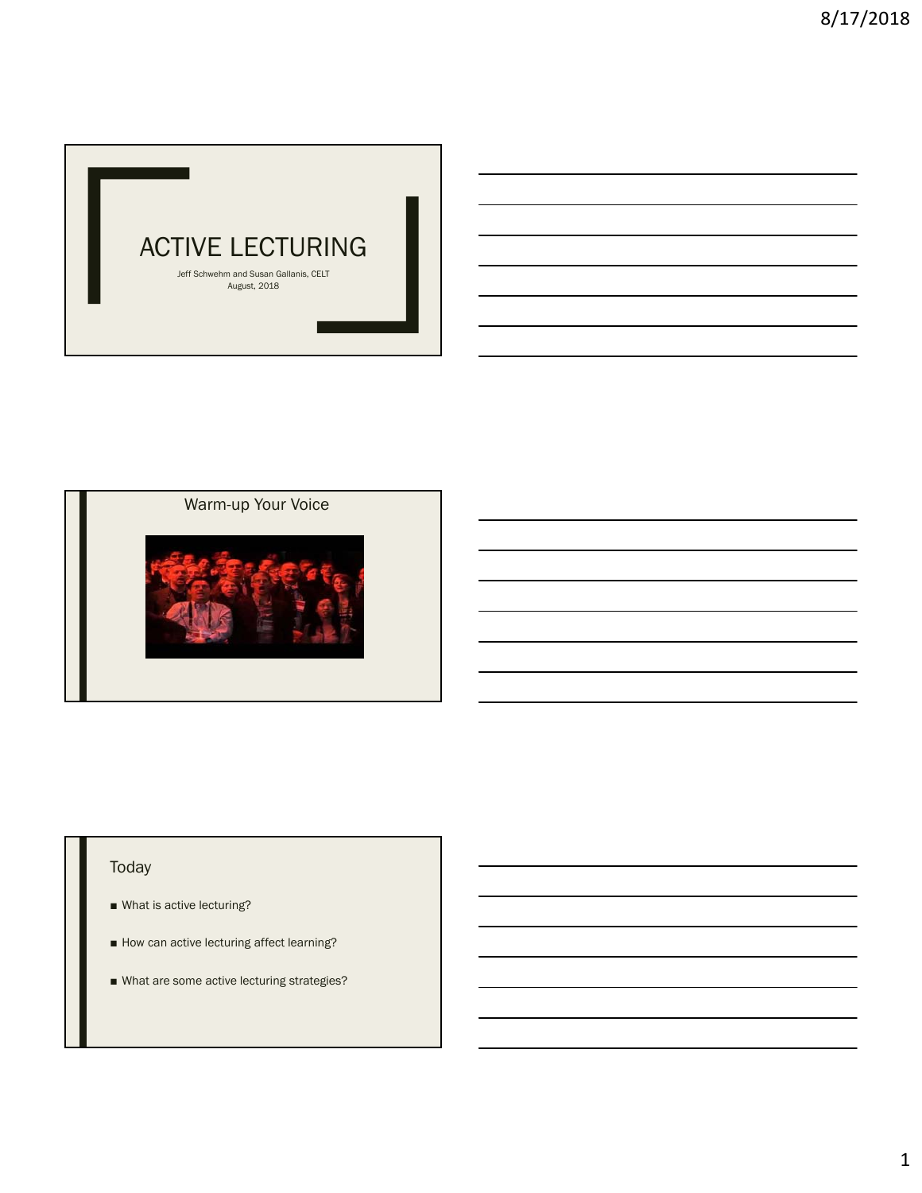# ACTIVE LECTURING

Jeff Schwehm and Susan Gallanis, CELT
August, 2018

## Warm-up Your Voice

## Today

- What is active lecturing?
- How can active lecturing affect learning?
- What are some active lecturing strategies?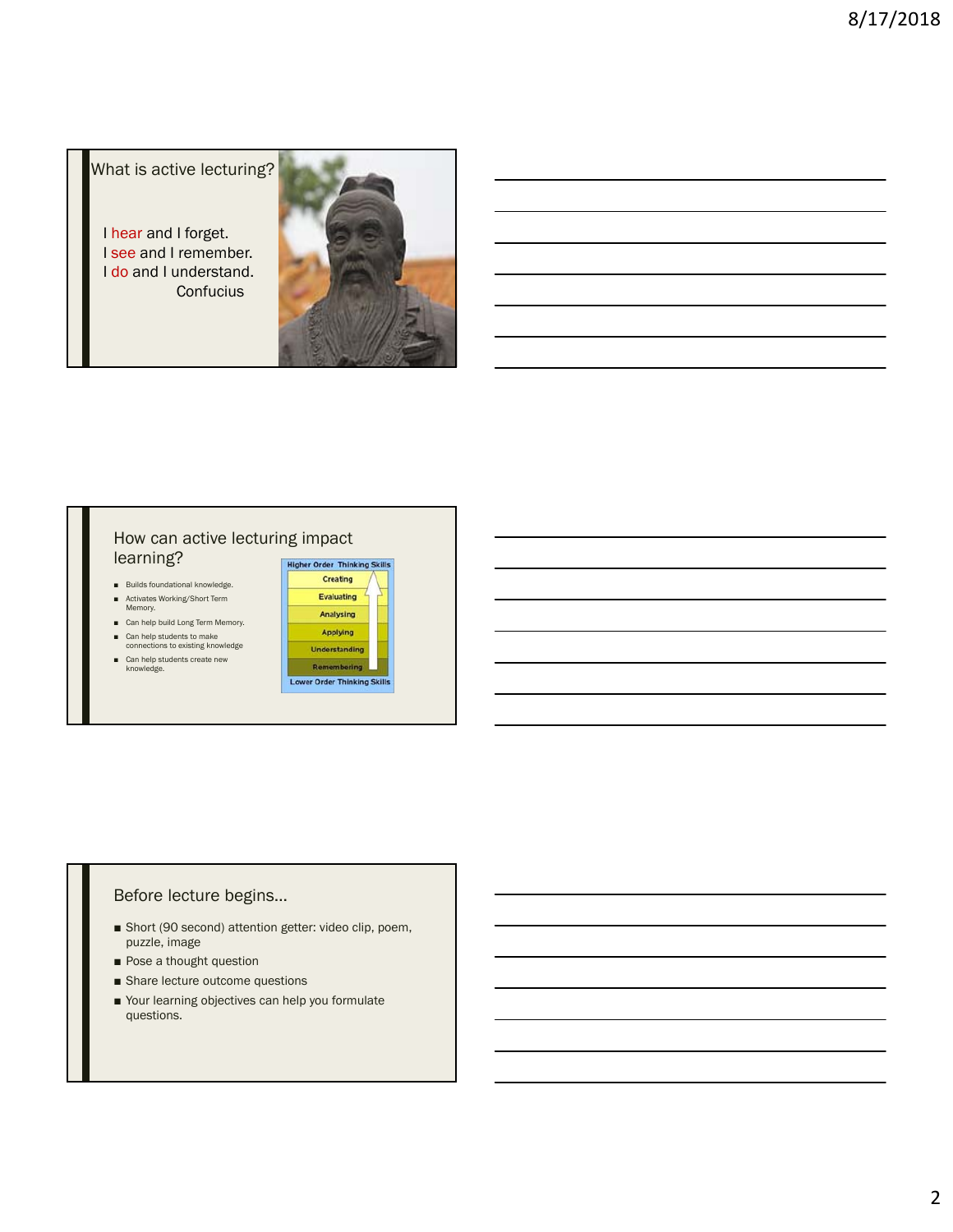## What is active lecturing?

I hear and I forget.
I see and I remember.
I do and I understand.
Confucius

## How can active lecturing impact learning?

- Builds foundational knowledge.
- Activates Working/Short Term Memory.
- Can help build Long Term Memory.
- Can help students to make connections to existing knowledge
- Can help students create new knowledge.

Higher Order Thinking Skills

- Creating
- Evaluating
- Analysing
- Applying
- Understanding
- Remembering

Lower Order Thinking Skills

## Before lecture begins…

- Short (90 second) attention getter: video clip, poem, puzzle, image
- Pose a thought question
- Share lecture outcome questions
- Your learning objectives can help you formulate questions.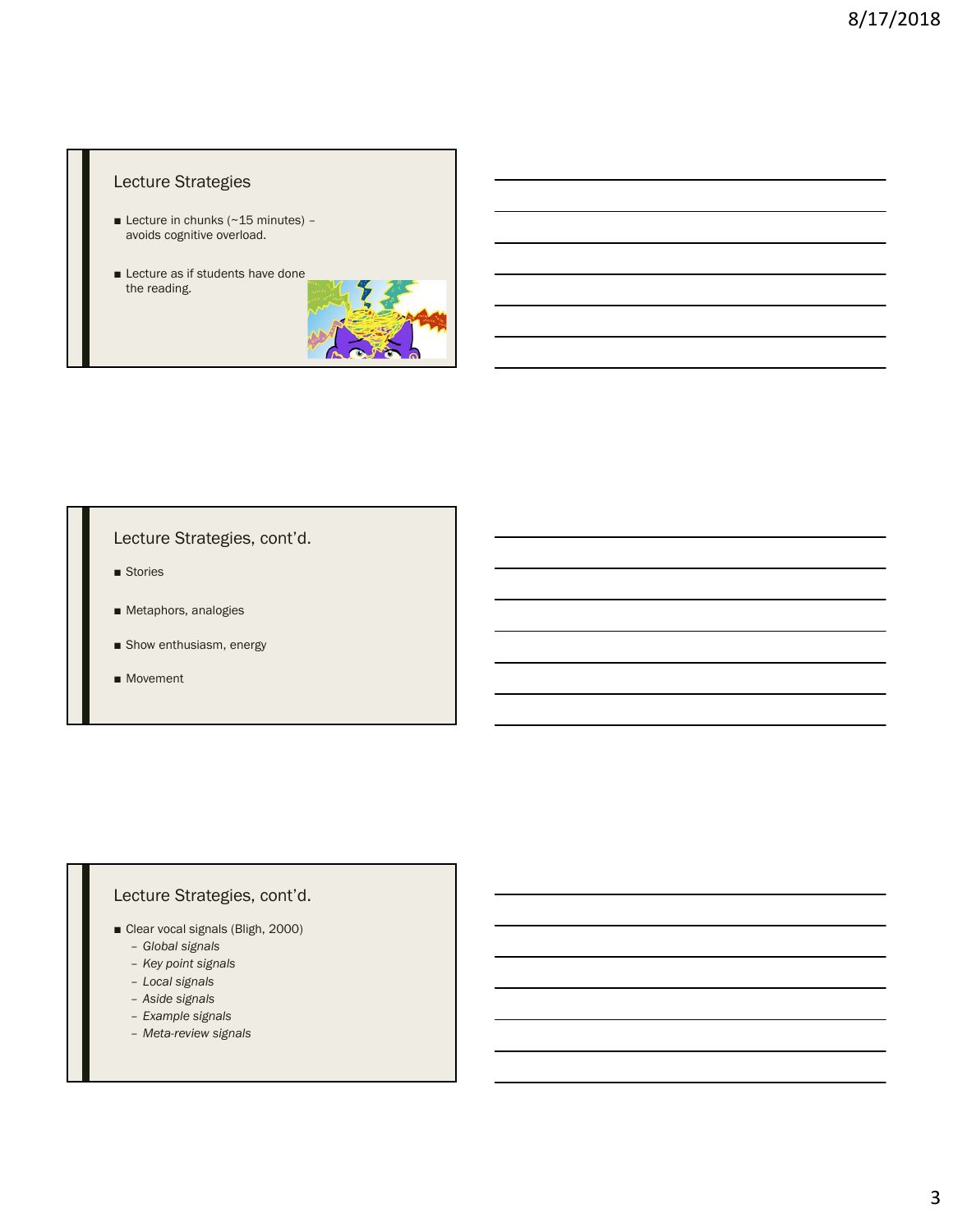## Lecture Strategies

- Lecture in chunks (~15 minutes) – avoids cognitive overload.
- Lecture as if students have done the reading.

## Lecture Strategies, cont'd.

- Stories
- Metaphors, analogies
- Show enthusiasm, energy
- Movement

## Lecture Strategies, cont'd.

- Clear vocal signals (Bligh, 2000)
  - *Global signals*
  - *Key point signals*
  - *Local signals*
  - *Aside signals*
  - *Example signals*
  - *Meta-review signals*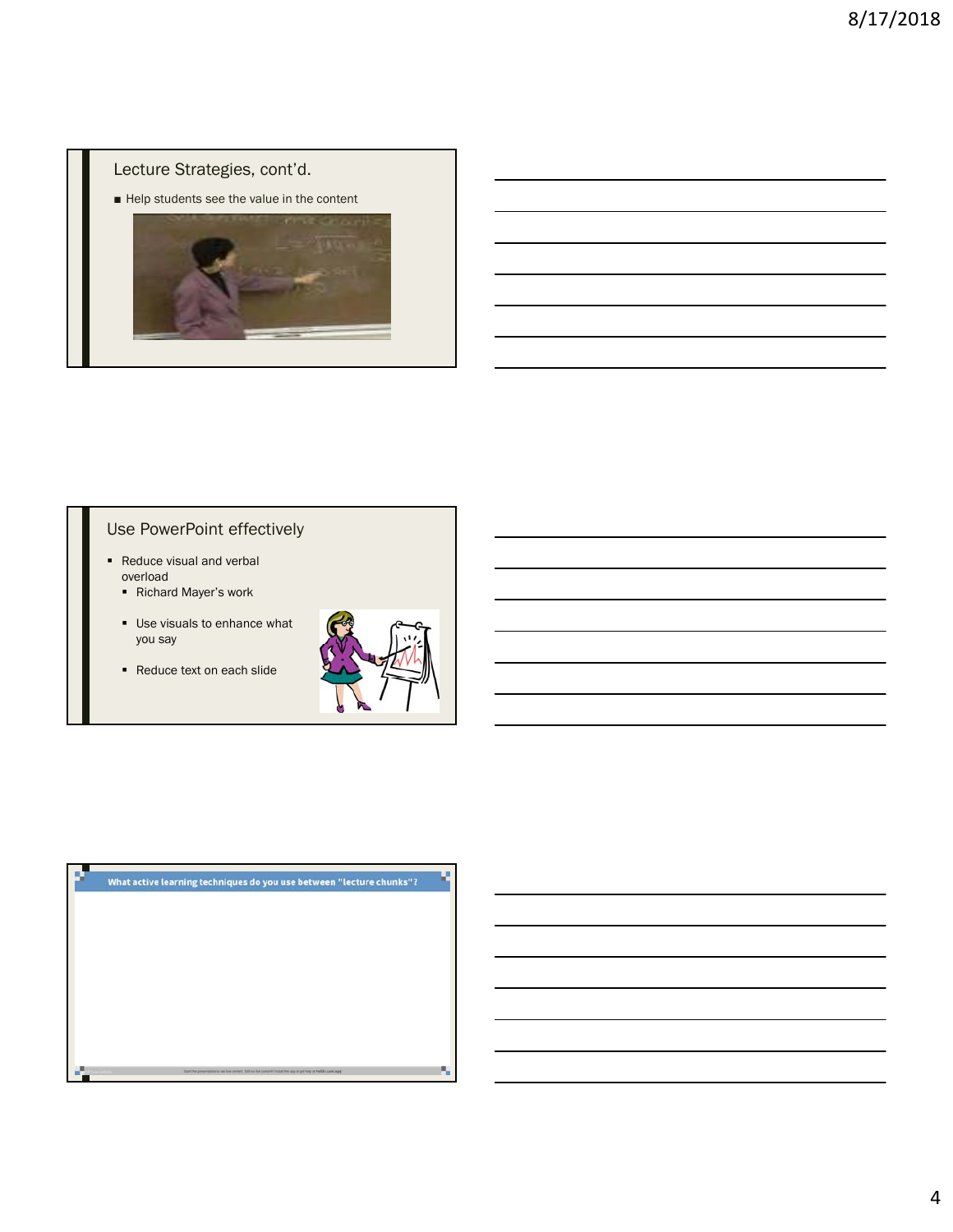## Lecture Strategies, cont'd.

- Help students see the value in the content

## Use PowerPoint effectively

- Reduce visual and verbal overload
  - Richard Mayer's work
  - Use visuals to enhance what you say
  - Reduce text on each slide

## What active learning techniques do you use between "lecture chunks"?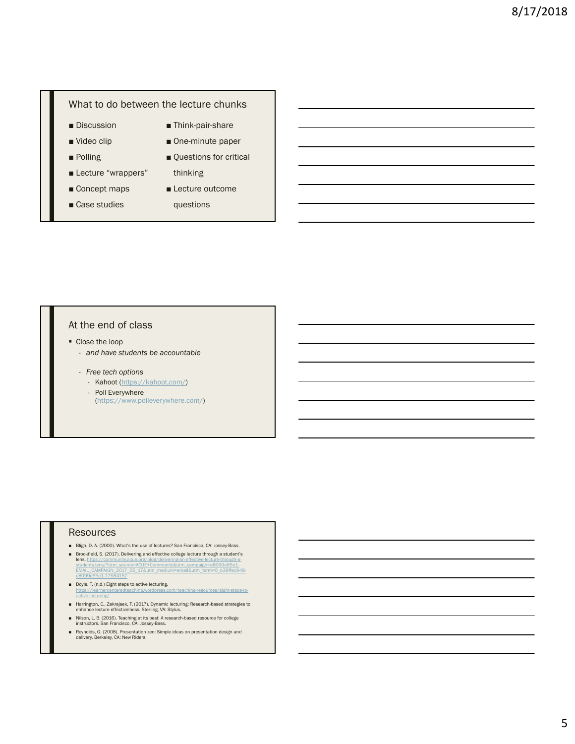## What to do between the lecture chunks

- Discussion
- Video clip
- Polling
- Lecture "wrappers"
- Concept maps
- Case studies
- Think-pair-share
- One-minute paper
- Questions for critical thinking
- Lecture outcome questions

## At the end of class

- Close the loop
  - *and have students be accountable*
  - *Free tech options*
    - Kahoot (https://kahoot.com/)
    - Poll Everywhere (https://www.polleverywhere.com/)

## Resources

- Bligh, D. A. (2000). What's the use of lectures? San Francisco, CA: Jossey-Bass.
- Brookfield, S. (2017). Delivering and effective college lecture through a student's lens. https://community.acue.org/blog/delivering-an-effective-lecture-through-a-students-lens/?utm_source=ACUE+Community&utm_campaign=e8099e65e1-EMAIL_CAMPAIGN_2017_05_17&utm_medium=email&utm_term=0_b39ffec948-e8099e65e1-77584157
- Doyle, T. (n.d.) Eight steps to active lecturing. https://learnercenteredteaching.wordpress.com/teaching-resources/eight-steps-to-active-lecturing/
- Harrington, C., Zakrajsek, T. (2017). Dynamic lecturing: Research-based strategies to enhance lecture effectiveness. Sterling, VA: Stylus.
- Nilson, L. B. (2016). Teaching at its best: A research-based resource for college instructors. San Francisco, CA: Jossey-Bass.
- Reynolds, G. (2008). Presentation zen: Simple ideas on presentation design and delivery. Berkeley, CA: New Riders.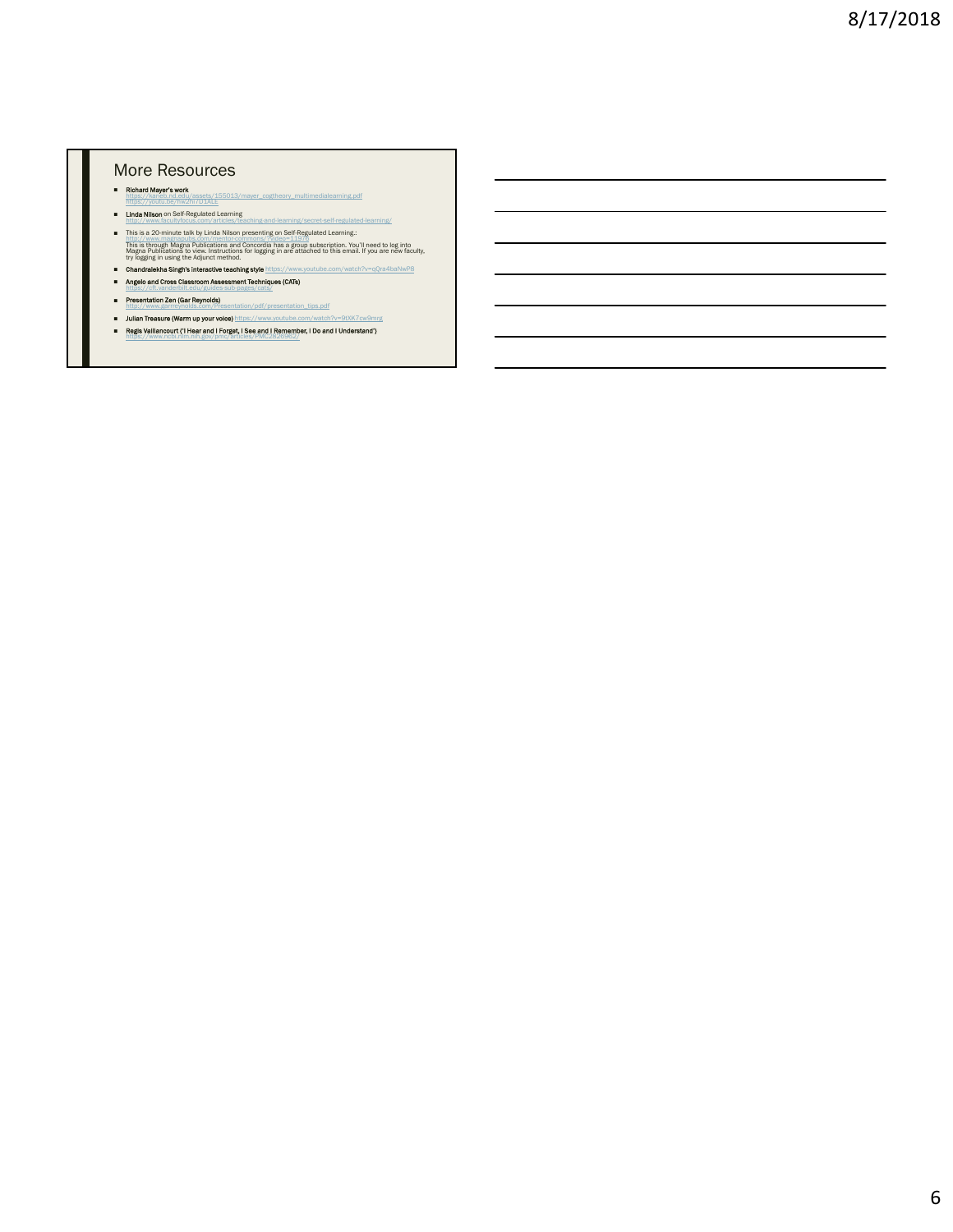## More Resources

- **Richard Mayer's work**
  https://kaneb.nd.edu/assets/155013/mayer_cogtheory_multimedialearning.pdf
  https://youtu.be/hw2hr7D1ALE
- **Linda Nilson** on Self-Regulated Learning
  http://www.facultyfocus.com/articles/teaching-and-learning/secret-self-regulated-learning/
- This is a 20-minute talk by Linda Nilson presenting on Self-Regulated Learning.:
  http://www.magnapubs.com/mentor-commons/?video=11976
  This is through Magna Publications and Concordia has a group subscription. You'll need to log into Magna Publications to view. Instructions for logging in are attached to this email. If you are new faculty, try logging in using the Adjunct method.
- **Chandralekha Singh's interactive teaching style** https://www.youtube.com/watch?v=qQra4baNwP8
- **Angelo and Cross Classroom Assessment Techniques (CATs)**
  https://cft.vanderbilt.edu/guides-sub-pages/cats/
- **Presentation Zen (Gar Reynolds)**
  http://www.garrreynolds.com/Presentation/pdf/presentation_tips.pdf
- **Julian Treasure (Warm up your voice)** https://www.youtube.com/watch?v=9tXK7cw9mrg
- **Regis Vaillancourt ("I Hear and I Forget, I See and I Remember, I Do and I Understand")**
  https://www.ncbi.nlm.nih.gov/pmc/articles/PMC2826962/